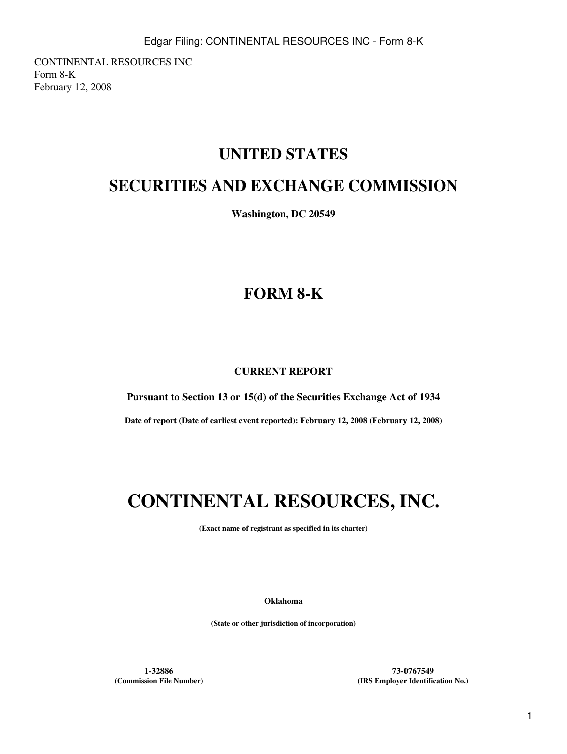CONTINENTAL RESOURCES INC
Form 8-K
February 12, 2008

# UNITED STATES

# SECURITIES AND EXCHANGE COMMISSION

**Washington, DC 20549**

# FORM 8-K

**CURRENT REPORT**

**Pursuant to Section 13 or 15(d) of the Securities Exchange Act of 1934**

**Date of report (Date of earliest event reported): February 12, 2008 (February 12, 2008)**

# CONTINENTAL RESOURCES, INC.

**(Exact name of registrant as specified in its charter)**

**Oklahoma**

**(State or other jurisdiction of incorporation)**

| **1-32886** | **73-0767549** |
|---|---|
| **(Commission File Number)** | **(IRS Employer Identification No.)** |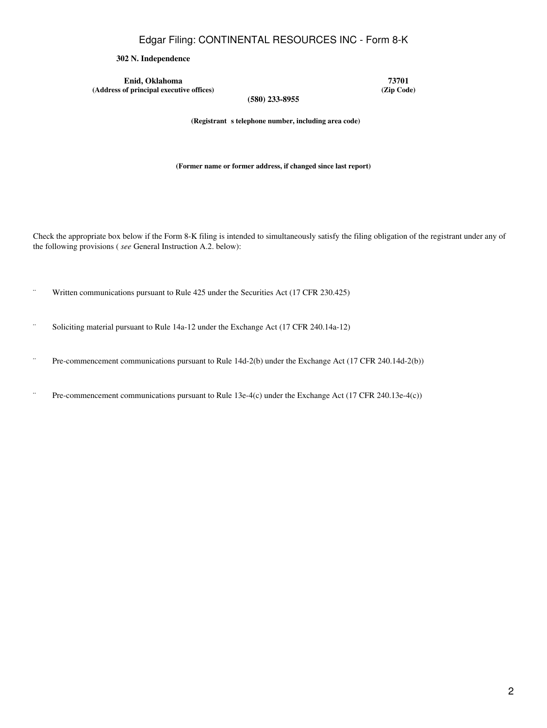**302 N. Independence**

| **Enid, Oklahoma** | **73701** |
|---|---|
| **(Address of principal executive offices)** | **(Zip Code)** |

**(580) 233-8955**

**(Registrant s telephone number, including area code)**

**(Former name or former address, if changed since last report)**

Check the appropriate box below if the Form 8-K filing is intended to simultaneously satisfy the filing obligation of the registrant under any of the following provisions ( *see* General Instruction A.2. below):

¨ Written communications pursuant to Rule 425 under the Securities Act (17 CFR 230.425)

¨ Soliciting material pursuant to Rule 14a-12 under the Exchange Act (17 CFR 240.14a-12)

¨ Pre-commencement communications pursuant to Rule 14d-2(b) under the Exchange Act (17 CFR 240.14d-2(b))

¨ Pre-commencement communications pursuant to Rule 13e-4(c) under the Exchange Act (17 CFR 240.13e-4(c))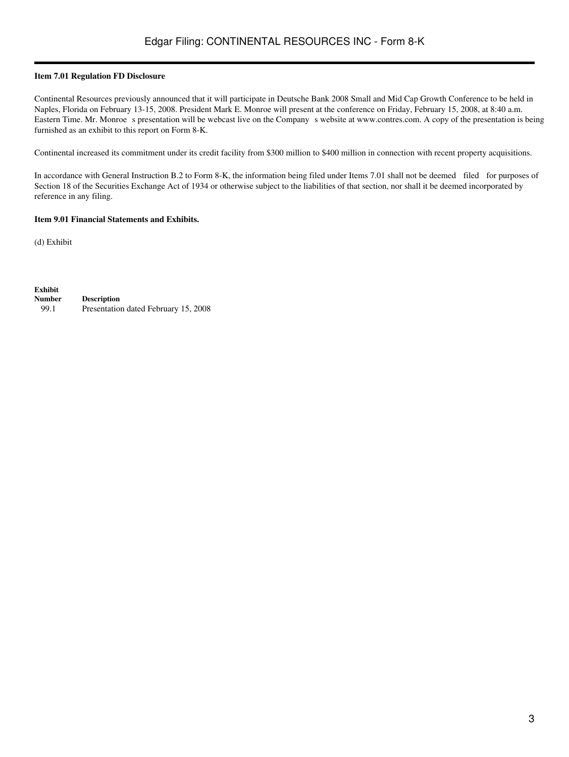**Item 7.01 Regulation FD Disclosure**

Continental Resources previously announced that it will participate in Deutsche Bank 2008 Small and Mid Cap Growth Conference to be held in Naples, Florida on February 13-15, 2008. President Mark E. Monroe will present at the conference on Friday, February 15, 2008, at 8:40 a.m. Eastern Time. Mr. Monroe s presentation will be webcast live on the Company s website at www.contres.com. A copy of the presentation is being furnished as an exhibit to this report on Form 8-K.

Continental increased its commitment under its credit facility from $300 million to $400 million in connection with recent property acquisitions.

In accordance with General Instruction B.2 to Form 8-K, the information being filed under Items 7.01 shall not be deemed filed for purposes of Section 18 of the Securities Exchange Act of 1934 or otherwise subject to the liabilities of that section, nor shall it be deemed incorporated by reference in any filing.

**Item 9.01 Financial Statements and Exhibits.**

(d) Exhibit

| Exhibit Number | Description |
| --- | --- |
| 99.1 | Presentation dated February 15, 2008 |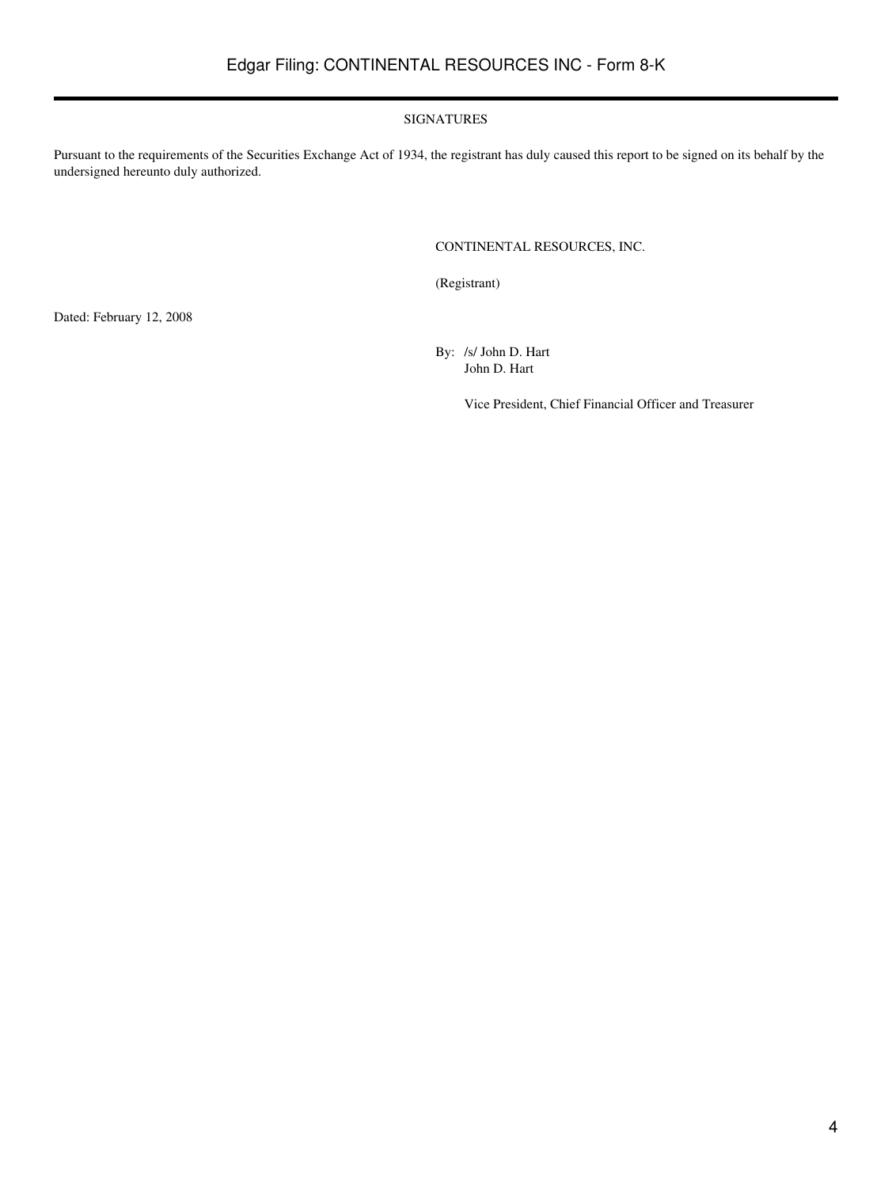SIGNATURES

Pursuant to the requirements of the Securities Exchange Act of 1934, the registrant has duly caused this report to be signed on its behalf by the undersigned hereunto duly authorized.

CONTINENTAL RESOURCES, INC.

(Registrant)

Dated: February 12, 2008

By: /s/ John D. Hart
John D. Hart

Vice President, Chief Financial Officer and Treasurer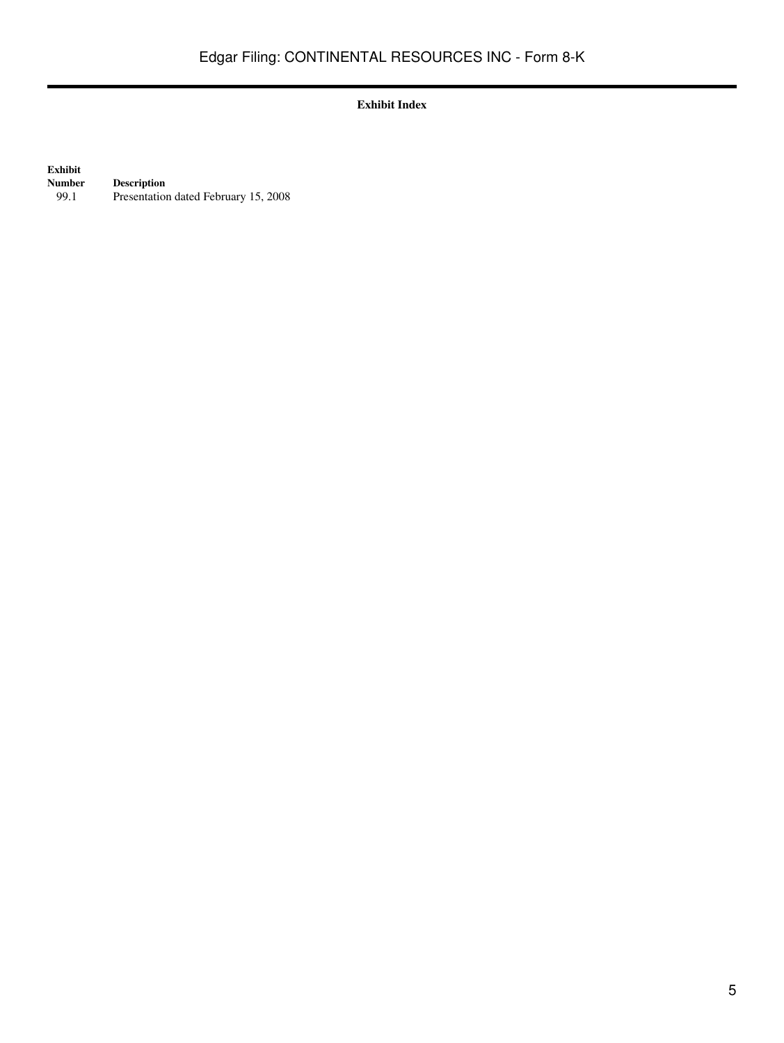**Exhibit Index**

| Exhibit Number | Description |
| --- | --- |
| 99.1 | Presentation dated February 15, 2008 |